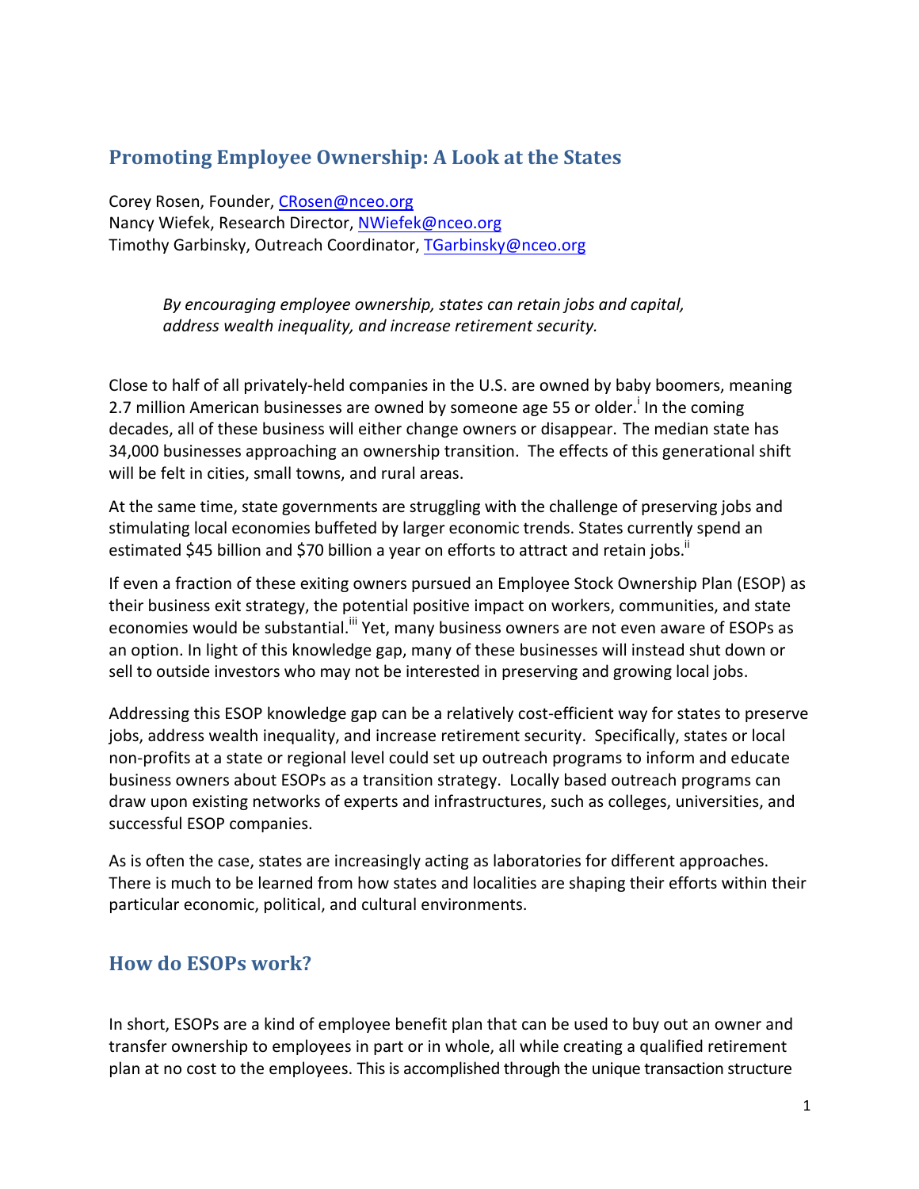## Promoting Employee Ownership: A Look at the States

Corey Rosen, Founder, CRosen@nceo.org
Nancy Wiefek, Research Director, NWiefek@nceo.org
Timothy Garbinsky, Outreach Coordinator, TGarbinsky@nceo.org

> *By encouraging employee ownership, states can retain jobs and capital, address wealth inequality, and increase retirement security.*

Close to half of all privately-held companies in the U.S. are owned by baby boomers, meaning 2.7 million American businesses are owned by someone age 55 or older.[i] In the coming decades, all of these business will either change owners or disappear. The median state has 34,000 businesses approaching an ownership transition. The effects of this generational shift will be felt in cities, small towns, and rural areas.

At the same time, state governments are struggling with the challenge of preserving jobs and stimulating local economies buffeted by larger economic trends. States currently spend an estimated $45 billion and $70 billion a year on efforts to attract and retain jobs.[ii]

If even a fraction of these exiting owners pursued an Employee Stock Ownership Plan (ESOP) as their business exit strategy, the potential positive impact on workers, communities, and state economies would be substantial.[iii] Yet, many business owners are not even aware of ESOPs as an option. In light of this knowledge gap, many of these businesses will instead shut down or sell to outside investors who may not be interested in preserving and growing local jobs.

Addressing this ESOP knowledge gap can be a relatively cost-efficient way for states to preserve jobs, address wealth inequality, and increase retirement security. Specifically, states or local non-profits at a state or regional level could set up outreach programs to inform and educate business owners about ESOPs as a transition strategy. Locally based outreach programs can draw upon existing networks of experts and infrastructures, such as colleges, universities, and successful ESOP companies.

As is often the case, states are increasingly acting as laboratories for different approaches. There is much to be learned from how states and localities are shaping their efforts within their particular economic, political, and cultural environments.

## How do ESOPs work?

In short, ESOPs are a kind of employee benefit plan that can be used to buy out an owner and transfer ownership to employees in part or in whole, all while creating a qualified retirement plan at no cost to the employees. This is accomplished through the unique transaction structure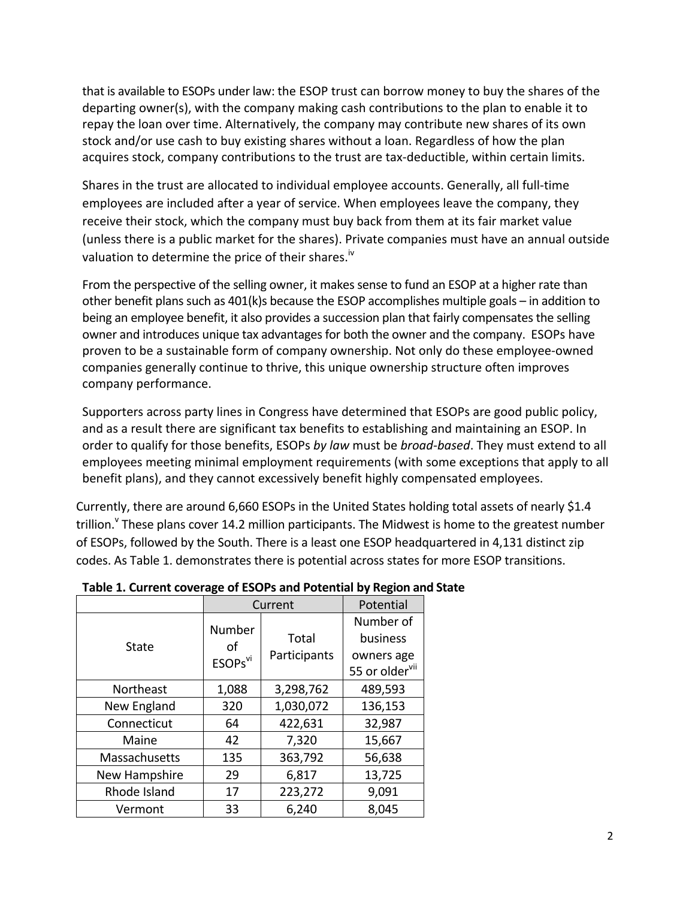that is available to ESOPs under law: the ESOP trust can borrow money to buy the shares of the departing owner(s), with the company making cash contributions to the plan to enable it to repay the loan over time. Alternatively, the company may contribute new shares of its own stock and/or use cash to buy existing shares without a loan. Regardless of how the plan acquires stock, company contributions to the trust are tax-deductible, within certain limits.

Shares in the trust are allocated to individual employee accounts. Generally, all full-time employees are included after a year of service. When employees leave the company, they receive their stock, which the company must buy back from them at its fair market value (unless there is a public market for the shares). Private companies must have an annual outside valuation to determine the price of their shares.[iv]

From the perspective of the selling owner, it makes sense to fund an ESOP at a higher rate than other benefit plans such as 401(k)s because the ESOP accomplishes multiple goals – in addition to being an employee benefit, it also provides a succession plan that fairly compensates the selling owner and introduces unique tax advantages for both the owner and the company. ESOPs have proven to be a sustainable form of company ownership. Not only do these employee-owned companies generally continue to thrive, this unique ownership structure often improves company performance.

Supporters across party lines in Congress have determined that ESOPs are good public policy, and as a result there are significant tax benefits to establishing and maintaining an ESOP. In order to qualify for those benefits, ESOPs *by law* must be *broad-based*. They must extend to all employees meeting minimal employment requirements (with some exceptions that apply to all benefit plans), and they cannot excessively benefit highly compensated employees.

Currently, there are around 6,660 ESOPs in the United States holding total assets of nearly $1.4 trillion.[v] These plans cover 14.2 million participants. The Midwest is home to the greatest number of ESOPs, followed by the South. There is a least one ESOP headquartered in 4,131 distinct zip codes. As Table 1. demonstrates there is potential across states for more ESOP transitions.

**Table 1. Current coverage of ESOPs and Potential by Region and State**

| State | Current | | Potential |
|---|---|---|---|
| | Number of ESOPs[vi] | Total Participants | Number of business owners age 55 or older[vii] |
| Northeast | 1,088 | 3,298,762 | 489,593 |
| New England | 320 | 1,030,072 | 136,153 |
| Connecticut | 64 | 422,631 | 32,987 |
| Maine | 42 | 7,320 | 15,667 |
| Massachusetts | 135 | 363,792 | 56,638 |
| New Hampshire | 29 | 6,817 | 13,725 |
| Rhode Island | 17 | 223,272 | 9,091 |
| Vermont | 33 | 6,240 | 8,045 |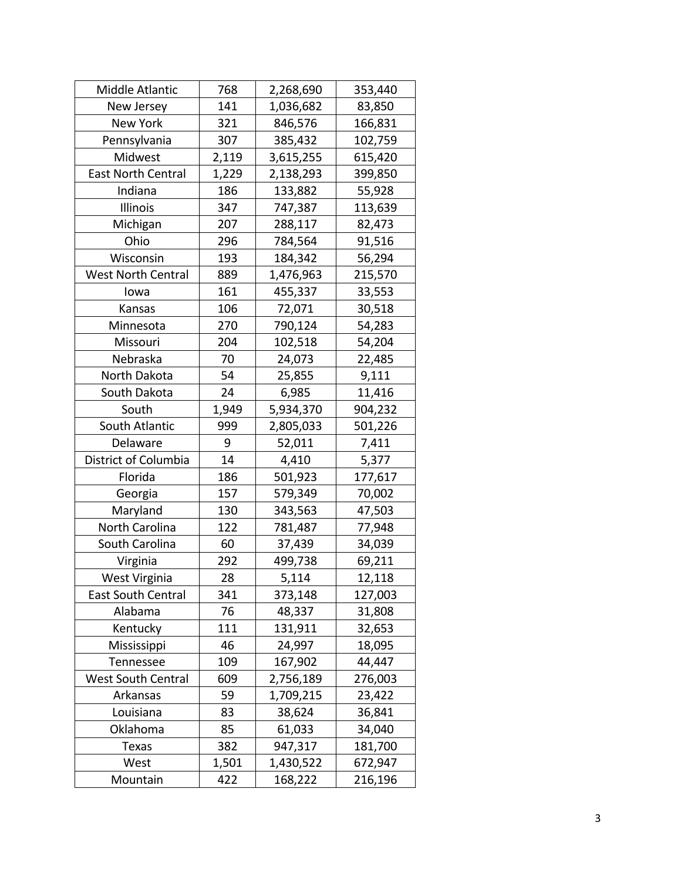| | | | |
|---|---|---|---|
| Middle Atlantic | 768 | 2,268,690 | 353,440 |
| New Jersey | 141 | 1,036,682 | 83,850 |
| New York | 321 | 846,576 | 166,831 |
| Pennsylvania | 307 | 385,432 | 102,759 |
| Midwest | 2,119 | 3,615,255 | 615,420 |
| East North Central | 1,229 | 2,138,293 | 399,850 |
| Indiana | 186 | 133,882 | 55,928 |
| Illinois | 347 | 747,387 | 113,639 |
| Michigan | 207 | 288,117 | 82,473 |
| Ohio | 296 | 784,564 | 91,516 |
| Wisconsin | 193 | 184,342 | 56,294 |
| West North Central | 889 | 1,476,963 | 215,570 |
| Iowa | 161 | 455,337 | 33,553 |
| Kansas | 106 | 72,071 | 30,518 |
| Minnesota | 270 | 790,124 | 54,283 |
| Missouri | 204 | 102,518 | 54,204 |
| Nebraska | 70 | 24,073 | 22,485 |
| North Dakota | 54 | 25,855 | 9,111 |
| South Dakota | 24 | 6,985 | 11,416 |
| South | 1,949 | 5,934,370 | 904,232 |
| South Atlantic | 999 | 2,805,033 | 501,226 |
| Delaware | 9 | 52,011 | 7,411 |
| District of Columbia | 14 | 4,410 | 5,377 |
| Florida | 186 | 501,923 | 177,617 |
| Georgia | 157 | 579,349 | 70,002 |
| Maryland | 130 | 343,563 | 47,503 |
| North Carolina | 122 | 781,487 | 77,948 |
| South Carolina | 60 | 37,439 | 34,039 |
| Virginia | 292 | 499,738 | 69,211 |
| West Virginia | 28 | 5,114 | 12,118 |
| East South Central | 341 | 373,148 | 127,003 |
| Alabama | 76 | 48,337 | 31,808 |
| Kentucky | 111 | 131,911 | 32,653 |
| Mississippi | 46 | 24,997 | 18,095 |
| Tennessee | 109 | 167,902 | 44,447 |
| West South Central | 609 | 2,756,189 | 276,003 |
| Arkansas | 59 | 1,709,215 | 23,422 |
| Louisiana | 83 | 38,624 | 36,841 |
| Oklahoma | 85 | 61,033 | 34,040 |
| Texas | 382 | 947,317 | 181,700 |
| West | 1,501 | 1,430,522 | 672,947 |
| Mountain | 422 | 168,222 | 216,196 |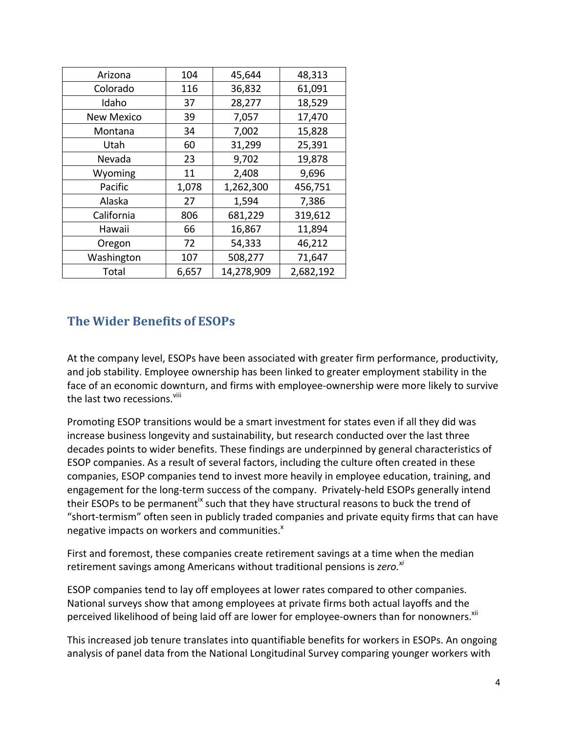| | | | |
|---|---|---|---|
| Arizona | 104 | 45,644 | 48,313 |
| Colorado | 116 | 36,832 | 61,091 |
| Idaho | 37 | 28,277 | 18,529 |
| New Mexico | 39 | 7,057 | 17,470 |
| Montana | 34 | 7,002 | 15,828 |
| Utah | 60 | 31,299 | 25,391 |
| Nevada | 23 | 9,702 | 19,878 |
| Wyoming | 11 | 2,408 | 9,696 |
| Pacific | 1,078 | 1,262,300 | 456,751 |
| Alaska | 27 | 1,594 | 7,386 |
| California | 806 | 681,229 | 319,612 |
| Hawaii | 66 | 16,867 | 11,894 |
| Oregon | 72 | 54,333 | 46,212 |
| Washington | 107 | 508,277 | 71,647 |
| Total | 6,657 | 14,278,909 | 2,682,192 |

## The Wider Benefits of ESOPs

At the company level, ESOPs have been associated with greater firm performance, productivity, and job stability. Employee ownership has been linked to greater employment stability in the face of an economic downturn, and firms with employee-ownership were more likely to survive the last two recessions.[viii]

Promoting ESOP transitions would be a smart investment for states even if all they did was increase business longevity and sustainability, but research conducted over the last three decades points to wider benefits. These findings are underpinned by general characteristics of ESOP companies. As a result of several factors, including the culture often created in these companies, ESOP companies tend to invest more heavily in employee education, training, and engagement for the long-term success of the company. Privately-held ESOPs generally intend their ESOPs to be permanent[ix] such that they have structural reasons to buck the trend of "short-termism" often seen in publicly traded companies and private equity firms that can have negative impacts on workers and communities.[x]

First and foremost, these companies create retirement savings at a time when the median retirement savings among Americans without traditional pensions is *zero.*[xi]

ESOP companies tend to lay off employees at lower rates compared to other companies. National surveys show that among employees at private firms both actual layoffs and the perceived likelihood of being laid off are lower for employee-owners than for nonowners.[xii]

This increased job tenure translates into quantifiable benefits for workers in ESOPs. An ongoing analysis of panel data from the National Longitudinal Survey comparing younger workers with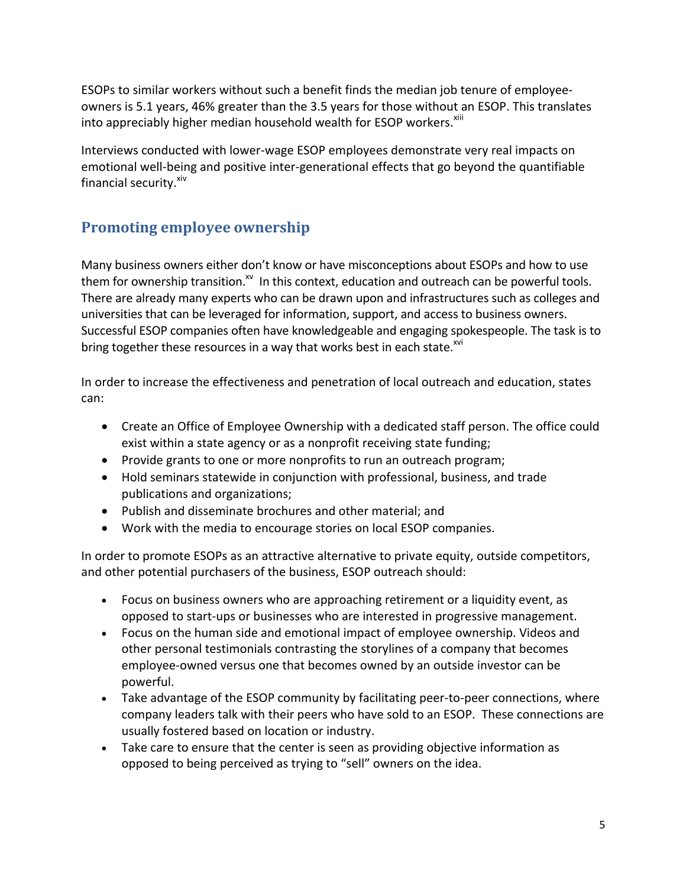ESOPs to similar workers without such a benefit finds the median job tenure of employee-owners is 5.1 years, 46% greater than the 3.5 years for those without an ESOP. This translates into appreciably higher median household wealth for ESOP workers.[xiii]

Interviews conducted with lower-wage ESOP employees demonstrate very real impacts on emotional well-being and positive inter-generational effects that go beyond the quantifiable financial security.[xiv]

## Promoting employee ownership

Many business owners either don't know or have misconceptions about ESOPs and how to use them for ownership transition.[xv] In this context, education and outreach can be powerful tools. There are already many experts who can be drawn upon and infrastructures such as colleges and universities that can be leveraged for information, support, and access to business owners. Successful ESOP companies often have knowledgeable and engaging spokespeople. The task is to bring together these resources in a way that works best in each state.[xvi]

In order to increase the effectiveness and penetration of local outreach and education, states can:

- Create an Office of Employee Ownership with a dedicated staff person. The office could exist within a state agency or as a nonprofit receiving state funding;
- Provide grants to one or more nonprofits to run an outreach program;
- Hold seminars statewide in conjunction with professional, business, and trade publications and organizations;
- Publish and disseminate brochures and other material; and
- Work with the media to encourage stories on local ESOP companies.

In order to promote ESOPs as an attractive alternative to private equity, outside competitors, and other potential purchasers of the business, ESOP outreach should:

- Focus on business owners who are approaching retirement or a liquidity event, as opposed to start-ups or businesses who are interested in progressive management.
- Focus on the human side and emotional impact of employee ownership. Videos and other personal testimonials contrasting the storylines of a company that becomes employee-owned versus one that becomes owned by an outside investor can be powerful.
- Take advantage of the ESOP community by facilitating peer-to-peer connections, where company leaders talk with their peers who have sold to an ESOP. These connections are usually fostered based on location or industry.
- Take care to ensure that the center is seen as providing objective information as opposed to being perceived as trying to "sell" owners on the idea.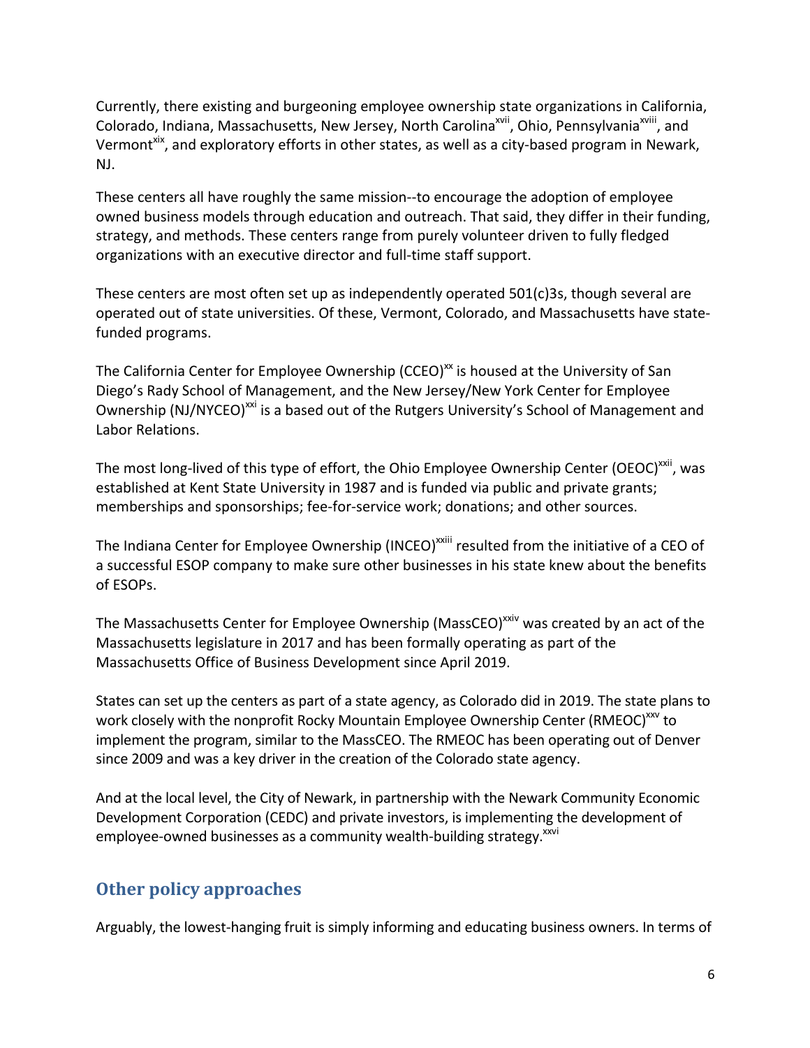Currently, there existing and burgeoning employee ownership state organizations in California, Colorado, Indiana, Massachusetts, New Jersey, North Carolina[xvii], Ohio, Pennsylvania[xviii], and Vermont[xix], and exploratory efforts in other states, as well as a city-based program in Newark, NJ.

These centers all have roughly the same mission--to encourage the adoption of employee owned business models through education and outreach. That said, they differ in their funding, strategy, and methods. These centers range from purely volunteer driven to fully fledged organizations with an executive director and full-time staff support.

These centers are most often set up as independently operated 501(c)3s, though several are operated out of state universities. Of these, Vermont, Colorado, and Massachusetts have state-funded programs.

The California Center for Employee Ownership (CCEO)[xx] is housed at the University of San Diego's Rady School of Management, and the New Jersey/New York Center for Employee Ownership (NJ/NYCEO)[xxi] is a based out of the Rutgers University's School of Management and Labor Relations.

The most long-lived of this type of effort, the Ohio Employee Ownership Center (OEOC)[xxii], was established at Kent State University in 1987 and is funded via public and private grants; memberships and sponsorships; fee-for-service work; donations; and other sources.

The Indiana Center for Employee Ownership (INCEO)[xxiii] resulted from the initiative of a CEO of a successful ESOP company to make sure other businesses in his state knew about the benefits of ESOPs.

The Massachusetts Center for Employee Ownership (MassCEO)[xxiv] was created by an act of the Massachusetts legislature in 2017 and has been formally operating as part of the Massachusetts Office of Business Development since April 2019.

States can set up the centers as part of a state agency, as Colorado did in 2019. The state plans to work closely with the nonprofit Rocky Mountain Employee Ownership Center (RMEOC)[xxv] to implement the program, similar to the MassCEO. The RMEOC has been operating out of Denver since 2009 and was a key driver in the creation of the Colorado state agency.

And at the local level, the City of Newark, in partnership with the Newark Community Economic Development Corporation (CEDC) and private investors, is implementing the development of employee-owned businesses as a community wealth-building strategy.[xxvi]

## Other policy approaches

Arguably, the lowest-hanging fruit is simply informing and educating business owners. In terms of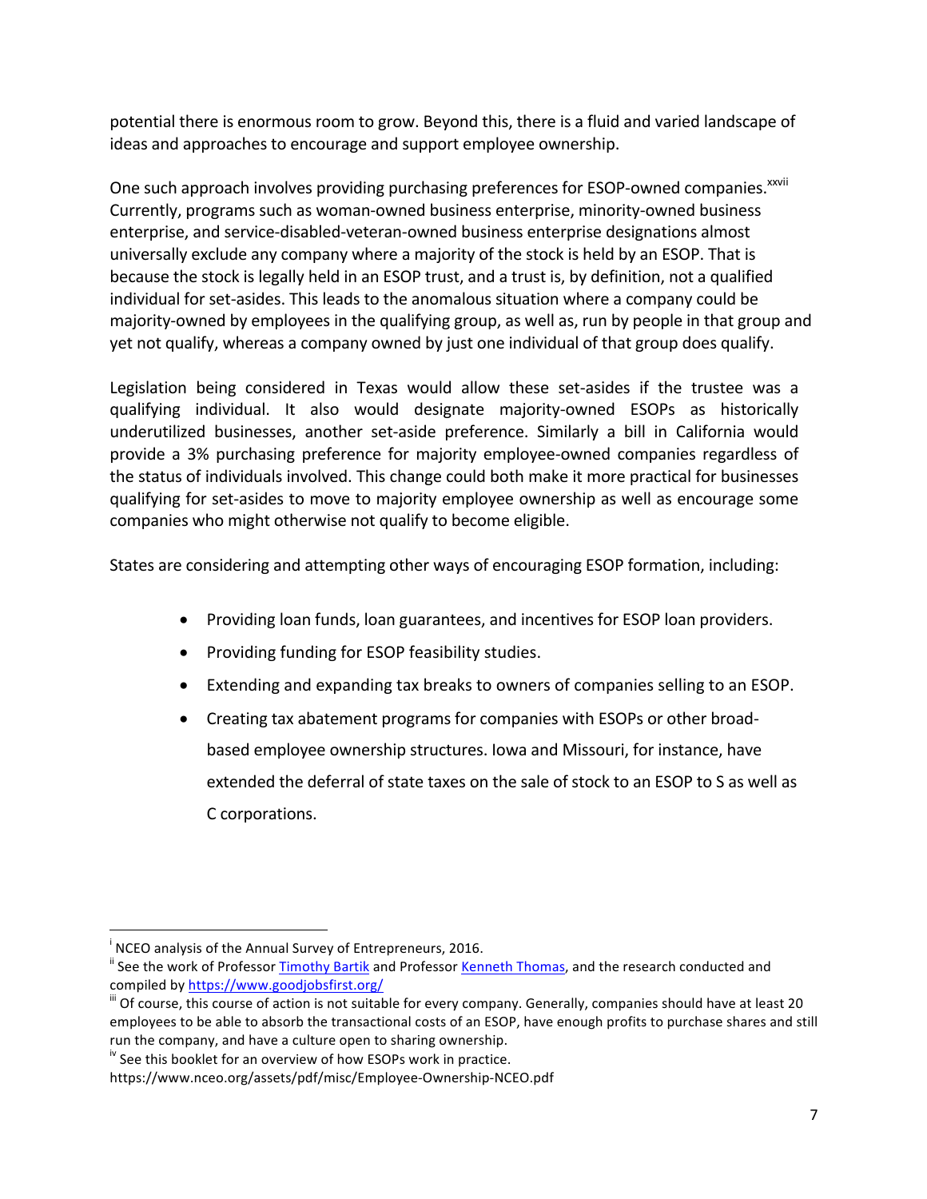potential there is enormous room to grow. Beyond this, there is a fluid and varied landscape of ideas and approaches to encourage and support employee ownership.

One such approach involves providing purchasing preferences for ESOP-owned companies.[xxvii] Currently, programs such as woman-owned business enterprise, minority-owned business enterprise, and service-disabled-veteran-owned business enterprise designations almost universally exclude any company where a majority of the stock is held by an ESOP. That is because the stock is legally held in an ESOP trust, and a trust is, by definition, not a qualified individual for set-asides. This leads to the anomalous situation where a company could be majority-owned by employees in the qualifying group, as well as, run by people in that group and yet not qualify, whereas a company owned by just one individual of that group does qualify.

Legislation being considered in Texas would allow these set-asides if the trustee was a qualifying individual. It also would designate majority-owned ESOPs as historically underutilized businesses, another set-aside preference. Similarly a bill in California would provide a 3% purchasing preference for majority employee-owned companies regardless of the status of individuals involved. This change could both make it more practical for businesses qualifying for set-asides to move to majority employee ownership as well as encourage some companies who might otherwise not qualify to become eligible.

States are considering and attempting other ways of encouraging ESOP formation, including:

- Providing loan funds, loan guarantees, and incentives for ESOP loan providers.
- Providing funding for ESOP feasibility studies.
- Extending and expanding tax breaks to owners of companies selling to an ESOP.
- Creating tax abatement programs for companies with ESOPs or other broad-based employee ownership structures. Iowa and Missouri, for instance, have extended the deferral of state taxes on the sale of stock to an ESOP to S as well as C corporations.

---

[i] NCEO analysis of the Annual Survey of Entrepreneurs, 2016.

[ii] See the work of Professor Timothy Bartik and Professor Kenneth Thomas, and the research conducted and compiled by https://www.goodjobsfirst.org/

[iii] Of course, this course of action is not suitable for every company. Generally, companies should have at least 20 employees to be able to absorb the transactional costs of an ESOP, have enough profits to purchase shares and still run the company, and have a culture open to sharing ownership.

[iv] See this booklet for an overview of how ESOPs work in practice.
https://www.nceo.org/assets/pdf/misc/Employee-Ownership-NCEO.pdf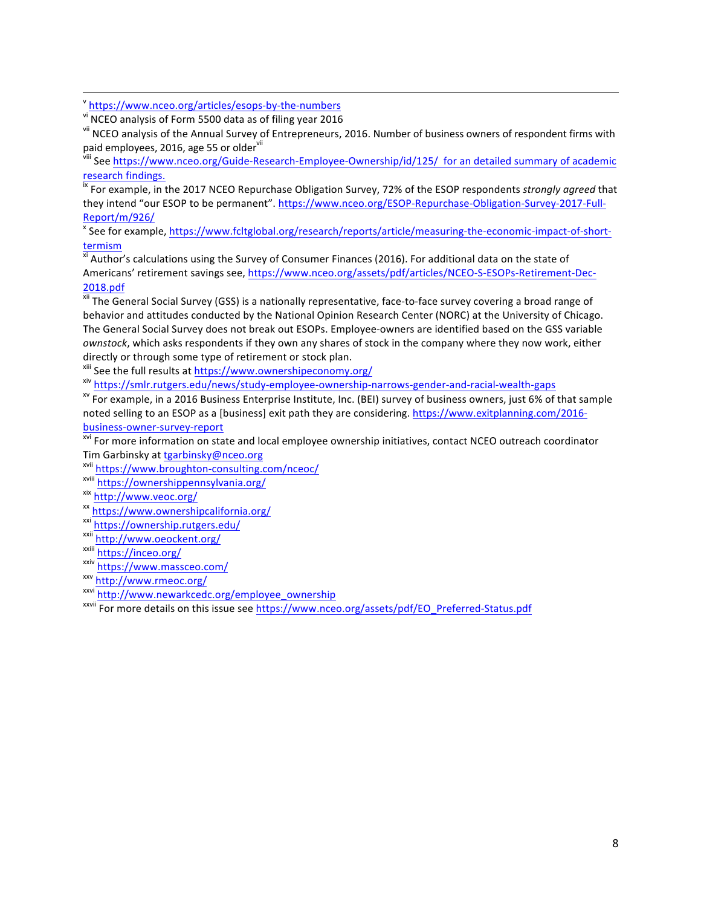[v] https://www.nceo.org/articles/esops-by-the-numbers

[vi] NCEO analysis of Form 5500 data as of filing year 2016

[vii] NCEO analysis of the Annual Survey of Entrepreneurs, 2016. Number of business owners of respondent firms with paid employees, 2016, age 55 or older[vii]

[viii] See https://www.nceo.org/Guide-Research-Employee-Ownership/id/125/ for an detailed summary of academic research findings.

[ix] For example, in the 2017 NCEO Repurchase Obligation Survey, 72% of the ESOP respondents *strongly agreed* that they intend "our ESOP to be permanent". https://www.nceo.org/ESOP-Repurchase-Obligation-Survey-2017-Full-Report/m/926/

[x] See for example, https://www.fcltglobal.org/research/reports/article/measuring-the-economic-impact-of-short-termism

[xi] Author's calculations using the Survey of Consumer Finances (2016). For additional data on the state of Americans' retirement savings see, https://www.nceo.org/assets/pdf/articles/NCEO-S-ESOPs-Retirement-Dec-2018.pdf

[xii] The General Social Survey (GSS) is a nationally representative, face-to-face survey covering a broad range of behavior and attitudes conducted by the National Opinion Research Center (NORC) at the University of Chicago. The General Social Survey does not break out ESOPs. Employee-owners are identified based on the GSS variable *ownstock*, which asks respondents if they own any shares of stock in the company where they now work, either directly or through some type of retirement or stock plan.

[xiii] See the full results at https://www.ownershipeconomy.org/

[xiv] https://smlr.rutgers.edu/news/study-employee-ownership-narrows-gender-and-racial-wealth-gaps

[xv] For example, in a 2016 Business Enterprise Institute, Inc. (BEI) survey of business owners, just 6% of that sample noted selling to an ESOP as a [business] exit path they are considering. https://www.exitplanning.com/2016-business-owner-survey-report

[xvi] For more information on state and local employee ownership initiatives, contact NCEO outreach coordinator Tim Garbinsky at tgarbinsky@nceo.org

[xvii] https://www.broughton-consulting.com/nceoc/

[xviii] https://ownershippennsylvania.org/

[xix] http://www.veoc.org/

[xx] https://www.ownershipcalifornia.org/

[xxi] https://ownership.rutgers.edu/

[xxii] http://www.oeockent.org/

[xxiii] https://inceo.org/

[xxiv] https://www.massceo.com/

[xxv] http://www.rmeoc.org/

[xxvi] http://www.newarkcedc.org/employee_ownership

[xxvii] For more details on this issue see https://www.nceo.org/assets/pdf/EO_Preferred-Status.pdf